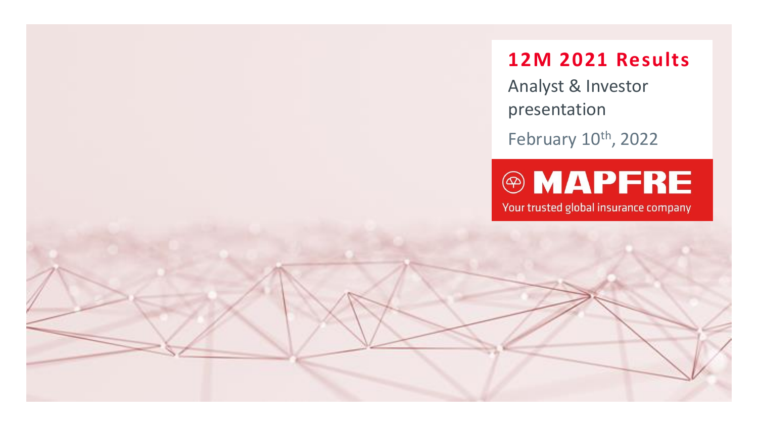# 12M 2021 Results

Analyst & Investor presentation

February 10th, 2022

MAPFRE

Your trusted global insurance company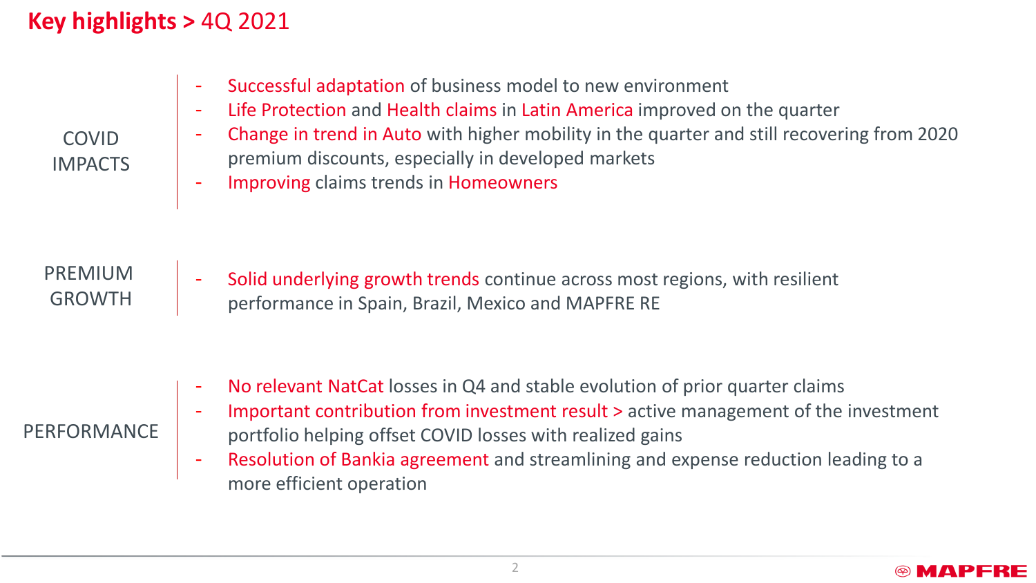# Key highlights > 4Q 2021

## COVID IMPACTS

- Successful adaptation of business model to new environment
- Life Protection and Health claims in Latin America improved on the quarter
- Change in trend in Auto with higher mobility in the quarter and still recovering from 2020 premium discounts, especially in developed markets
- Improving claims trends in Homeowners

## PREMIUM GROWTH

- Solid underlying growth trends continue across most regions, with resilient performance in Spain, Brazil, Mexico and MAPFRE RE

## PERFORMANCE

- No relevant NatCat losses in Q4 and stable evolution of prior quarter claims
- Important contribution from investment result > active management of the investment portfolio helping offset COVID losses with realized gains
- Resolution of Bankia agreement and streamlining and expense reduction leading to a more efficient operation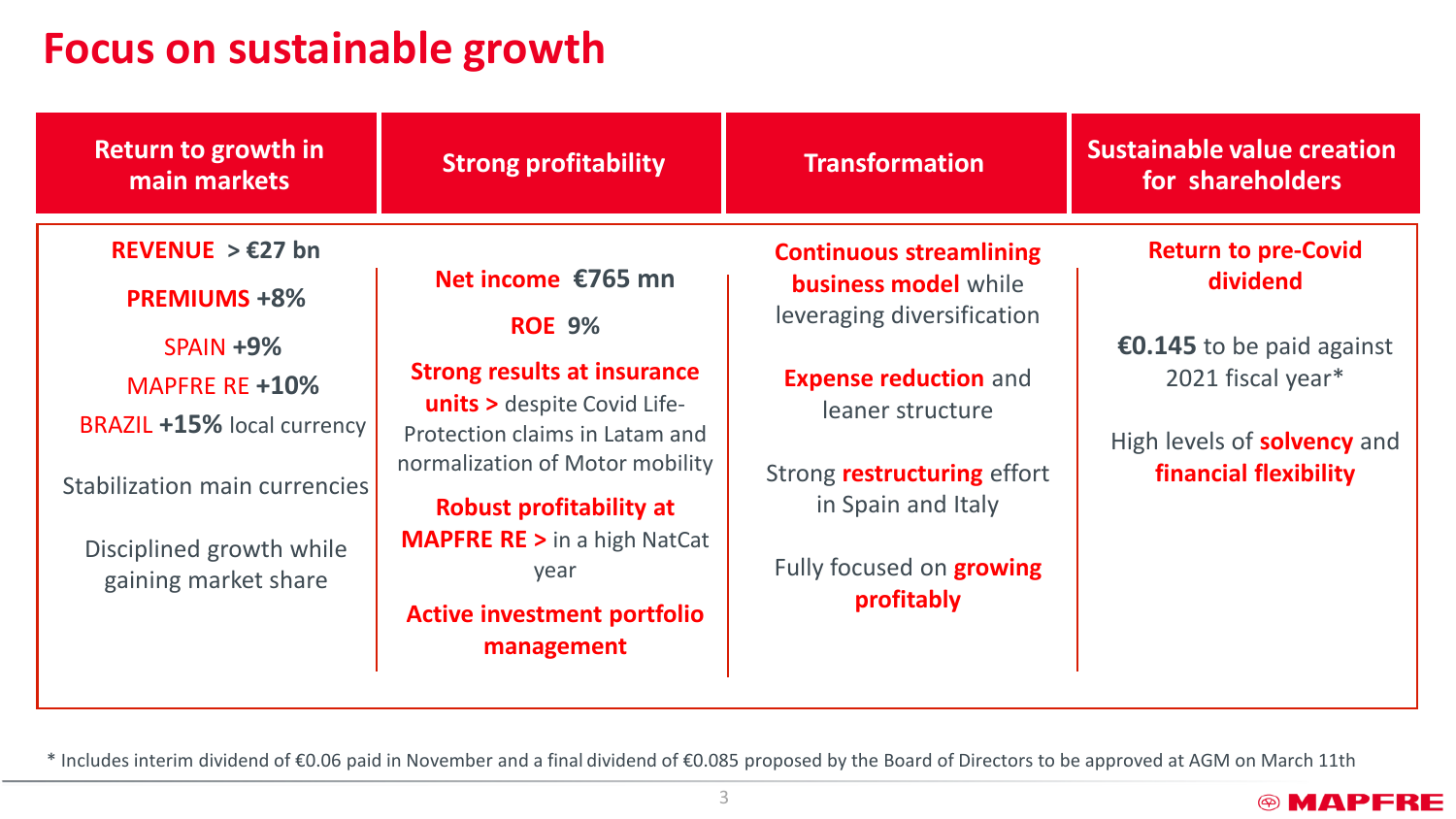# Focus on sustainable growth

## Return to growth in main markets

**REVENUE > €27 bn**

**PREMIUMS +8%**

SPAIN **+9%**

MAPFRE RE **+10%**

BRAZIL **+15%** local currency

Stabilization main currencies

Disciplined growth while gaining market share

## Strong profitability

**Net income €765 mn**

**ROE 9%**

**Strong results at insurance units >** despite Covid Life-Protection claims in Latam and normalization of Motor mobility

**Robust profitability at MAPFRE RE >** in a high NatCat year

**Active investment portfolio management**

## Transformation

**Continuous streamlining business model** while leveraging diversification

**Expense reduction** and leaner structure

Strong **restructuring** effort in Spain and Italy

Fully focused on **growing profitably**

## Sustainable value creation for shareholders

**Return to pre-Covid dividend**

**€0.145** to be paid against 2021 fiscal year*

High levels of **solvency** and **financial flexibility**

\* Includes interim dividend of €0.06 paid in November and a final dividend of €0.085 proposed by the Board of Directors to be approved at AGM on March 11th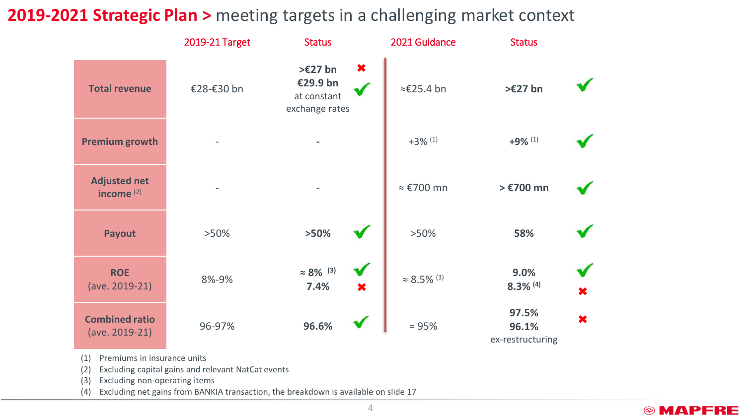# 2019-2021 Strategic Plan > meeting targets in a challenging market context

| | 2019-21 Target | Status | | 2021 Guidance | Status | |
|---|---|---|---|---|---|---|
| **Total revenue** | €28-€30 bn | **>€27 bn**<br>**€29.9 bn** at constant exchange rates | ✖<br>✔ | ≈€25.4 bn | **>€27 bn** | ✔ |
| **Premium growth** | - | **-** | | +3% (1) | **+9%** (1) | ✔ |
| **Adjusted net income** (2) | - | - | | ≈ €700 mn | **> €700 mn** | ✔ |
| **Payout** | >50% | **>50%** | ✔ | >50% | **58%** | ✔ |
| **ROE** (ave. 2019-21) | 8%-9% | **≈ 8%** (3)<br>**7.4%** | ✔<br>✖ | ≈ 8.5% (3) | **9.0%**<br>**8.3%** (4) | ✔<br>✖ |
| **Combined ratio** (ave. 2019-21) | 96-97% | **96.6%** | ✔ | ≈ 95% | **97.5%**<br>**96.1%** ex-restructuring | ✖ |

(1) Premiums in insurance units
(2) Excluding capital gains and relevant NatCat events
(3) Excluding non-operating items
(4) Excluding net gains from BANKIA transaction, the breakdown is available on slide 17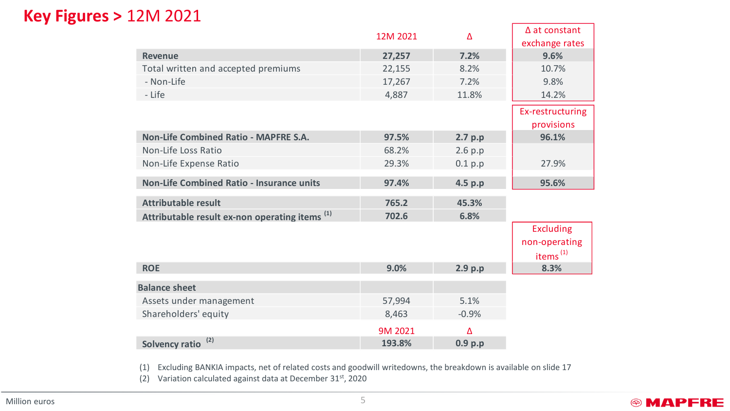# Key Figures > 12M 2021

| | 12M 2021 | Δ | Δ at constant exchange rates |
|---|---|---|---|
| **Revenue** | **27,257** | **7.2%** | **9.6%** |
| Total written and accepted premiums | 22,155 | 8.2% | 10.7% |
| - Non-Life | 17,267 | 7.2% | 9.8% |
| - Life | 4,887 | 11.8% | 14.2% |

| | 12M 2021 | Δ | Ex-restructuring provisions |
|---|---|---|---|
| **Non-Life Combined Ratio - MAPFRE S.A.** | **97.5%** | **2.7 p.p** | **96.1%** |
| Non-Life Loss Ratio | 68.2% | 2.6 p.p | |
| Non-Life Expense Ratio | 29.3% | 0.1 p.p | 27.9% |
| **Non-Life Combined Ratio - Insurance units** | **97.4%** | **4.5 p.p** | **95.6%** |

| | 12M 2021 | Δ | Excluding non-operating items [1] |
|---|---|---|---|
| **Attributable result** | **765.2** | **45.3%** | |
| **Attributable result ex-non operating items** [1] | **702.6** | **6.8%** | |
| **ROE** | **9.0%** | **2.9 p.p** | **8.3%** |

| | 12M 2021 | Δ |
|---|---|---|
| **Balance sheet** | | |
| Assets under management | 57,994 | 5.1% |
| Shareholders' equity | 8,463 | -0.9% |
| | **9M 2021** | **Δ** |
| **Solvency ratio** [2] | **193.8%** | **0.9 p.p** |

(1) Excluding BANKIA impacts, net of related costs and goodwill writedowns, the breakdown is available on slide 17

(2) Variation calculated against data at December 31st, 2020

Million euros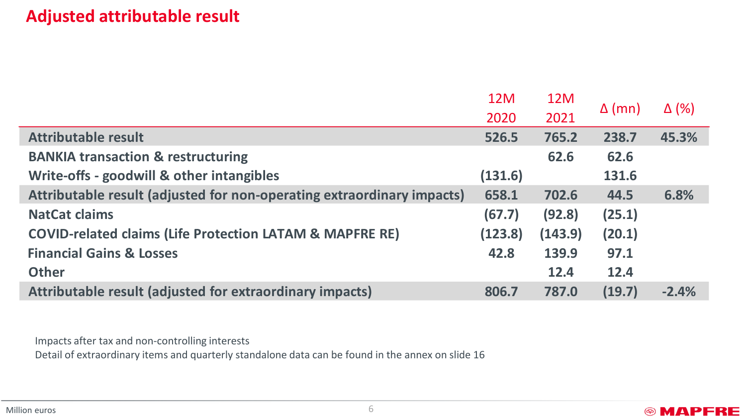# Adjusted attributable result

| | 12M 2020 | 12M 2021 | Δ (mn) | Δ (%) |
|---|---|---|---|---|
| **Attributable result** | **526.5** | **765.2** | **238.7** | **45.3%** |
| **BANKIA transaction & restructuring** | | **62.6** | **62.6** | |
| **Write-offs - goodwill & other intangibles** | **(131.6)** | | **131.6** | |
| **Attributable result (adjusted for non-operating extraordinary impacts)** | **658.1** | **702.6** | **44.5** | **6.8%** |
| **NatCat claims** | **(67.7)** | **(92.8)** | **(25.1)** | |
| **COVID-related claims (Life Protection LATAM & MAPFRE RE)** | **(123.8)** | **(143.9)** | **(20.1)** | |
| **Financial Gains & Losses** | **42.8** | **139.9** | **97.1** | |
| **Other** | | **12.4** | **12.4** | |
| **Attributable result (adjusted for extraordinary impacts)** | **806.7** | **787.0** | **(19.7)** | **-2.4%** |

Impacts after tax and non-controlling interests

Detail of extraordinary items and quarterly standalone data can be found in the annex on slide 16

Million euros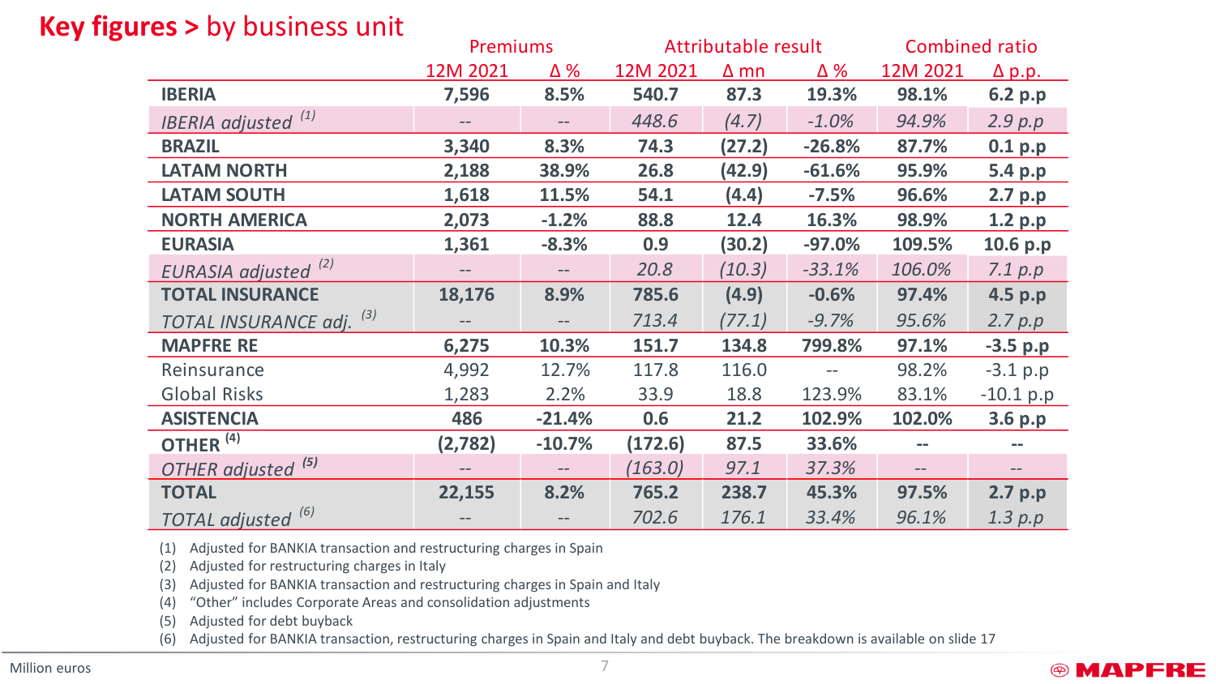# Key figures > by business unit

| | Premiums | | Attributable result | | | Combined ratio | |
|---|---|---|---|---|---|---|---|
| | 12M 2021 | Δ % | 12M 2021 | Δ mn | Δ % | 12M 2021 | Δ p.p. |
| **IBERIA** | **7,596** | **8.5%** | **540.7** | **87.3** | **19.3%** | **98.1%** | **6.2 p.p** |
| *IBERIA adjusted* [(1)] | -- | -- | *448.6* | *(4.7)* | *-1.0%* | *94.9%* | *2.9 p.p* |
| **BRAZIL** | **3,340** | **8.3%** | **74.3** | **(27.2)** | **-26.8%** | **87.7%** | **0.1 p.p** |
| **LATAM NORTH** | **2,188** | **38.9%** | **26.8** | **(42.9)** | **-61.6%** | **95.9%** | **5.4 p.p** |
| **LATAM SOUTH** | **1,618** | **11.5%** | **54.1** | **(4.4)** | **-7.5%** | **96.6%** | **2.7 p.p** |
| **NORTH AMERICA** | **2,073** | **-1.2%** | **88.8** | **12.4** | **16.3%** | **98.9%** | **1.2 p.p** |
| **EURASIA** | **1,361** | **-8.3%** | **0.9** | **(30.2)** | **-97.0%** | **109.5%** | **10.6 p.p** |
| *EURASIA adjusted* [(2)] | -- | -- | *20.8* | *(10.3)* | *-33.1%* | *106.0%* | *7.1 p.p* |
| **TOTAL INSURANCE** | **18,176** | **8.9%** | **785.6** | **(4.9)** | **-0.6%** | **97.4%** | **4.5 p.p** |
| *TOTAL INSURANCE adj.* [(3)] | -- | -- | *713.4* | *(77.1)* | *-9.7%* | *95.6%* | *2.7 p.p* |
| **MAPFRE RE** | **6,275** | **10.3%** | **151.7** | **134.8** | **799.8%** | **97.1%** | **-3.5 p.p** |
| Reinsurance | 4,992 | 12.7% | 117.8 | 116.0 | -- | 98.2% | -3.1 p.p |
| Global Risks | 1,283 | 2.2% | 33.9 | 18.8 | 123.9% | 83.1% | -10.1 p.p |
| **ASISTENCIA** | **486** | **-21.4%** | **0.6** | **21.2** | **102.9%** | **102.0%** | **3.6 p.p** |
| **OTHER** [(4)] | **(2,782)** | **-10.7%** | **(172.6)** | **87.5** | **33.6%** | -- | -- |
| *OTHER adjusted* [(5)] | -- | -- | *(163.0)* | *97.1* | *37.3%* | -- | -- |
| **TOTAL** | **22,155** | **8.2%** | **765.2** | **238.7** | **45.3%** | **97.5%** | **2.7 p.p** |
| *TOTAL adjusted* [(6)] | -- | -- | *702.6* | *176.1* | *33.4%* | *96.1%* | *1.3 p.p* |

(1) Adjusted for BANKIA transaction and restructuring charges in Spain
(2) Adjusted for restructuring charges in Italy
(3) Adjusted for BANKIA transaction and restructuring charges in Spain and Italy
(4) "Other" includes Corporate Areas and consolidation adjustments
(5) Adjusted for debt buyback
(6) Adjusted for BANKIA transaction, restructuring charges in Spain and Italy and debt buyback. The breakdown is available on slide 17

Million euros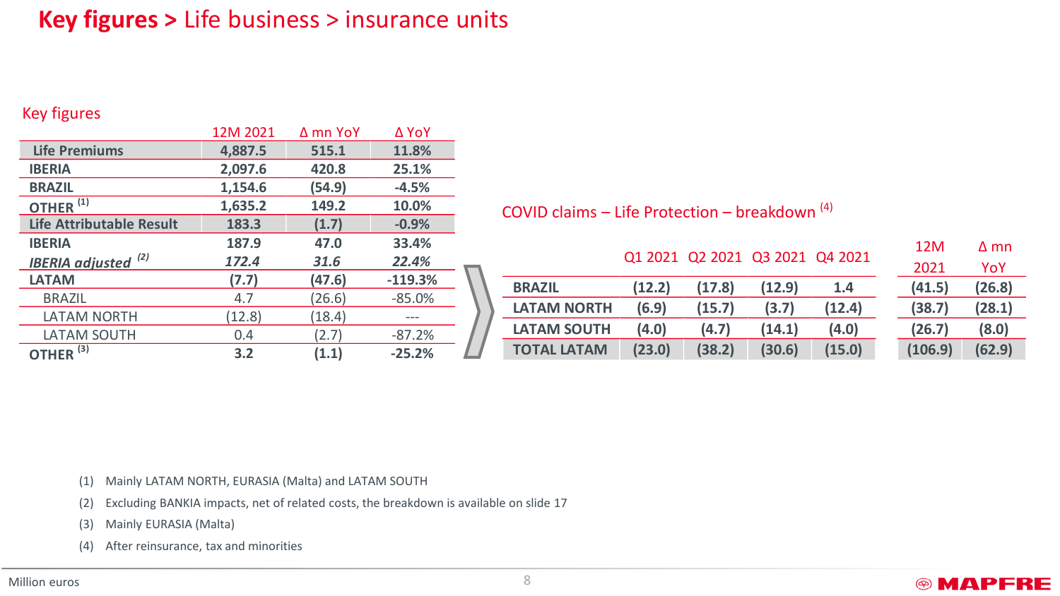# **Key figures >** Life business > insurance units

## Key figures

| | 12M 2021 | Δ mn YoY | Δ YoY |
|---|---|---|---|
| **Life Premiums** | **4,887.5** | **515.1** | **11.8%** |
| **IBERIA** | **2,097.6** | **420.8** | **25.1%** |
| **BRAZIL** | **1,154.6** | **(54.9)** | **-4.5%** |
| **OTHER** [1] | **1,635.2** | **149.2** | **10.0%** |
| **Life Attributable Result** | **183.3** | **(1.7)** | **-0.9%** |
| **IBERIA** | **187.9** | **47.0** | **33.4%** |
| ***IBERIA adjusted*** [2] | ***172.4*** | ***31.6*** | ***22.4%*** |
| **LATAM** | **(7.7)** | **(47.6)** | **-119.3%** |
| BRAZIL | 4.7 | (26.6) | -85.0% |
| LATAM NORTH | (12.8) | (18.4) | --- |
| LATAM SOUTH | 0.4 | (2.7) | -87.2% |
| **OTHER** [3] | **3.2** | **(1.1)** | **-25.2%** |

## COVID claims – Life Protection – breakdown [4]

| | Q1 2021 | Q2 2021 | Q3 2021 | Q4 2021 | 12M 2021 | Δ mn YoY |
|---|---|---|---|---|---|---|
| **BRAZIL** | **(12.2)** | **(17.8)** | **(12.9)** | **1.4** | **(41.5)** | **(26.8)** |
| **LATAM NORTH** | **(6.9)** | **(15.7)** | **(3.7)** | **(12.4)** | **(38.7)** | **(28.1)** |
| **LATAM SOUTH** | **(4.0)** | **(4.7)** | **(14.1)** | **(4.0)** | **(26.7)** | **(8.0)** |
| **TOTAL LATAM** | **(23.0)** | **(38.2)** | **(30.6)** | **(15.0)** | **(106.9)** | **(62.9)** |

(1) Mainly LATAM NORTH, EURASIA (Malta) and LATAM SOUTH

(2) Excluding BANKIA impacts, net of related costs, the breakdown is available on slide 17

(3) Mainly EURASIA (Malta)

(4) After reinsurance, tax and minorities

Million euros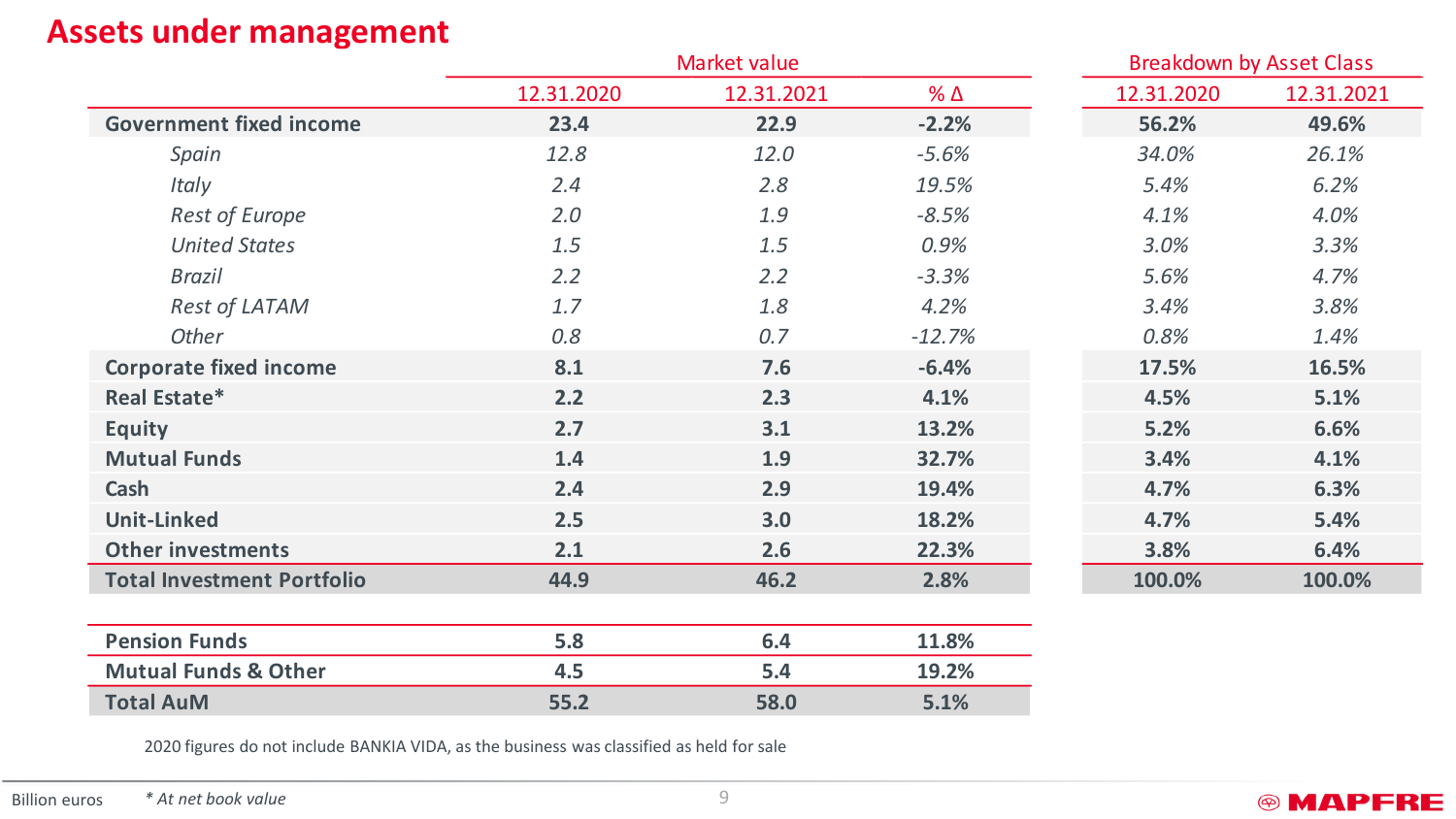# Assets under management

| | Market value | | | Breakdown by Asset Class | |
|---|---|---|---|---|---|
| | 12.31.2020 | 12.31.2021 | % Δ | 12.31.2020 | 12.31.2021 |
| **Government fixed income** | **23.4** | **22.9** | **-2.2%** | **56.2%** | **49.6%** |
| *Spain* | *12.8* | *12.0* | *-5.6%* | *34.0%* | *26.1%* |
| *Italy* | *2.4* | *2.8* | *19.5%* | *5.4%* | *6.2%* |
| *Rest of Europe* | *2.0* | *1.9* | *-8.5%* | *4.1%* | *4.0%* |
| *United States* | *1.5* | *1.5* | *0.9%* | *3.0%* | *3.3%* |
| *Brazil* | *2.2* | *2.2* | *-3.3%* | *5.6%* | *4.7%* |
| *Rest of LATAM* | *1.7* | *1.8* | *4.2%* | *3.4%* | *3.8%* |
| *Other* | *0.8* | *0.7* | *-12.7%* | *0.8%* | *1.4%* |
| **Corporate fixed income** | **8.1** | **7.6** | **-6.4%** | **17.5%** | **16.5%** |
| **Real Estate*** | **2.2** | **2.3** | **4.1%** | **4.5%** | **5.1%** |
| **Equity** | **2.7** | **3.1** | **13.2%** | **5.2%** | **6.6%** |
| **Mutual Funds** | **1.4** | **1.9** | **32.7%** | **3.4%** | **4.1%** |
| **Cash** | **2.4** | **2.9** | **19.4%** | **4.7%** | **6.3%** |
| **Unit-Linked** | **2.5** | **3.0** | **18.2%** | **4.7%** | **5.4%** |
| **Other investments** | **2.1** | **2.6** | **22.3%** | **3.8%** | **6.4%** |
| **Total Investment Portfolio** | **44.9** | **46.2** | **2.8%** | **100.0%** | **100.0%** |

| | 12.31.2020 | 12.31.2021 | % Δ |
|---|---|---|---|
| **Pension Funds** | **5.8** | **6.4** | **11.8%** |
| **Mutual Funds & Other** | **4.5** | **5.4** | **19.2%** |
| **Total AuM** | **55.2** | **58.0** | **5.1%** |

2020 figures do not include BANKIA VIDA, as the business was classified as held for sale

Billion euros

*\* At net book value*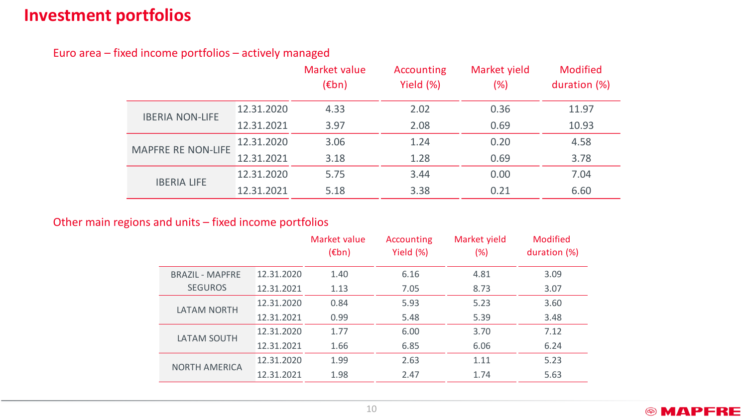# Investment portfolios

## Euro area – fixed income portfolios – actively managed

| | | Market value (€bn) | Accounting Yield (%) | Market yield (%) | Modified duration (%) |
|---|---|---|---|---|---|
| IBERIA NON-LIFE | 12.31.2020 | 4.33 | 2.02 | 0.36 | 11.97 |
| | 12.31.2021 | 3.97 | 2.08 | 0.69 | 10.93 |
| MAPFRE RE NON-LIFE | 12.31.2020 | 3.06 | 1.24 | 0.20 | 4.58 |
| | 12.31.2021 | 3.18 | 1.28 | 0.69 | 3.78 |
| IBERIA LIFE | 12.31.2020 | 5.75 | 3.44 | 0.00 | 7.04 |
| | 12.31.2021 | 5.18 | 3.38 | 0.21 | 6.60 |

## Other main regions and units – fixed income portfolios

| | | Market value (€bn) | Accounting Yield (%) | Market yield (%) | Modified duration (%) |
|---|---|---|---|---|---|
| BRAZIL - MAPFRE SEGUROS | 12.31.2020 | 1.40 | 6.16 | 4.81 | 3.09 |
| | 12.31.2021 | 1.13 | 7.05 | 8.73 | 3.07 |
| LATAM NORTH | 12.31.2020 | 0.84 | 5.93 | 5.23 | 3.60 |
| | 12.31.2021 | 0.99 | 5.48 | 5.39 | 3.48 |
| LATAM SOUTH | 12.31.2020 | 1.77 | 6.00 | 3.70 | 7.12 |
| | 12.31.2021 | 1.66 | 6.85 | 6.06 | 6.24 |
| NORTH AMERICA | 12.31.2020 | 1.99 | 2.63 | 1.11 | 5.23 |
| | 12.31.2021 | 1.98 | 2.47 | 1.74 | 5.63 |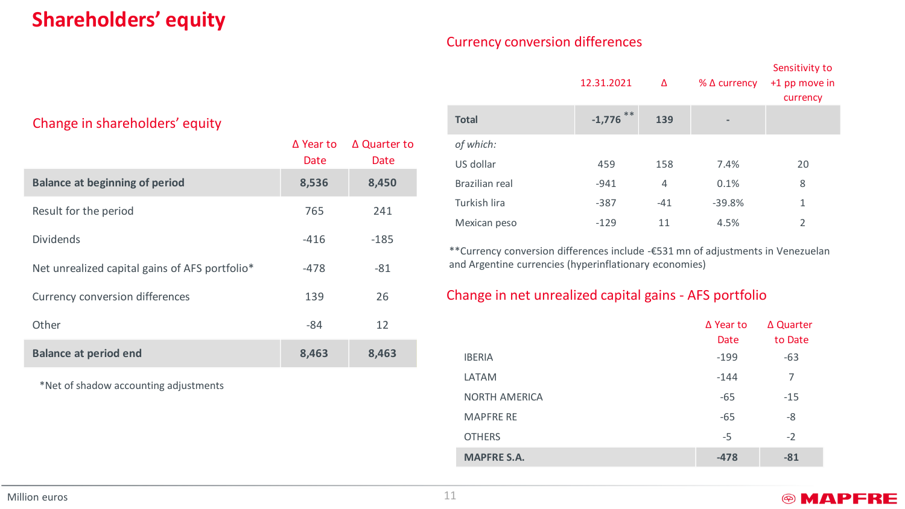# Shareholders’ equity

## Change in shareholders’ equity

| | Δ Year to Date | Δ Quarter to Date |
|---|---|---|
| **Balance at beginning of period** | **8,536** | **8,450** |
| Result for the period | 765 | 241 |
| Dividends | -416 | -185 |
| Net unrealized capital gains of AFS portfolio* | -478 | -81 |
| Currency conversion differences | 139 | 26 |
| Other | -84 | 12 |
| **Balance at period end** | **8,463** | **8,463** |

*Net of shadow accounting adjustments

## Currency conversion differences

| | 12.31.2021 | Δ | % Δ currency | Sensitivity to +1 pp move in currency |
|---|---|---|---|---|
| **Total** | **-1,776** ** | **139** | - | |
| *of which:* | | | | |
| US dollar | 459 | 158 | 7.4% | 20 |
| Brazilian real | -941 | 4 | 0.1% | 8 |
| Turkish lira | -387 | -41 | -39.8% | 1 |
| Mexican peso | -129 | 11 | 4.5% | 2 |

**Currency conversion differences include -€531 mn of adjustments in Venezuelan and Argentine currencies (hyperinflationary economies)

## Change in net unrealized capital gains - AFS portfolio

| | Δ Year to Date | Δ Quarter to Date |
|---|---|---|
| IBERIA | -199 | -63 |
| LATAM | -144 | 7 |
| NORTH AMERICA | -65 | -15 |
| MAPFRE RE | -65 | -8 |
| OTHERS | -5 | -2 |
| **MAPFRE S.A.** | **-478** | **-81** |

Million euros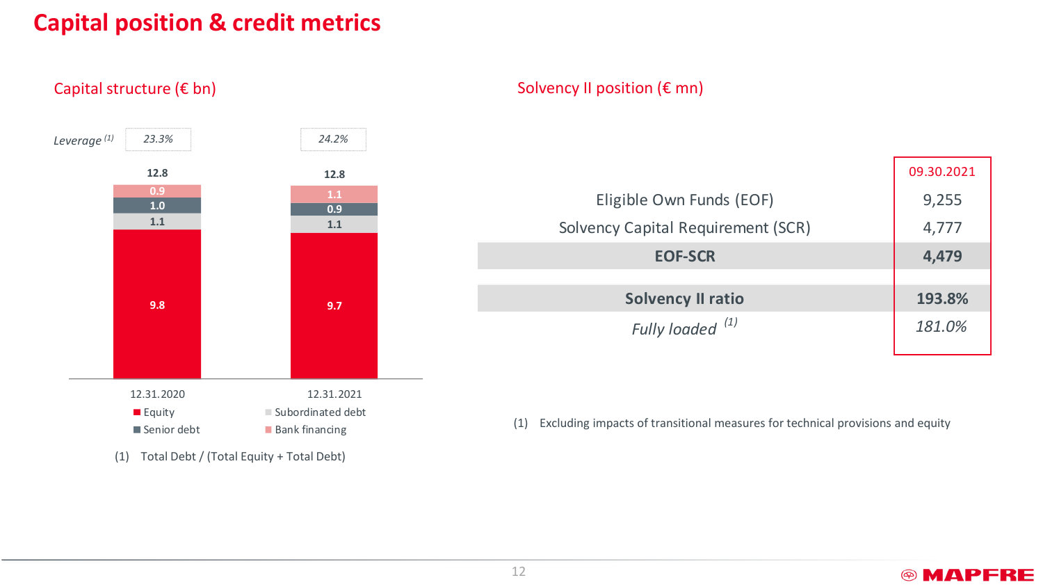# Capital position & credit metrics

## Capital structure (€ bn)

| | 12.31.2020 | 12.31.2021 |
|---|---|---|
| Leverage [1] | 23.3% | 24.2% |
| Bank financing | 0.9 | 1.1 |
| Senior debt | 1.0 | 0.9 |
| Subordinated debt | 1.1 | 1.1 |
| Equity | 9.8 | 9.7 |
| **Total** | **12.8** | **12.8** |

(1) Total Debt / (Total Equity + Total Debt)

## Solvency II position (€ mn)

| | 09.30.2021 |
|---|---|
| Eligible Own Funds (EOF) | 9,255 |
| Solvency Capital Requirement (SCR) | 4,777 |
| **EOF-SCR** | **4,479** |
| **Solvency II ratio** | **193.8%** |
| *Fully loaded* [1] | *181.0%* |

(1) Excluding impacts of transitional measures for technical provisions and equity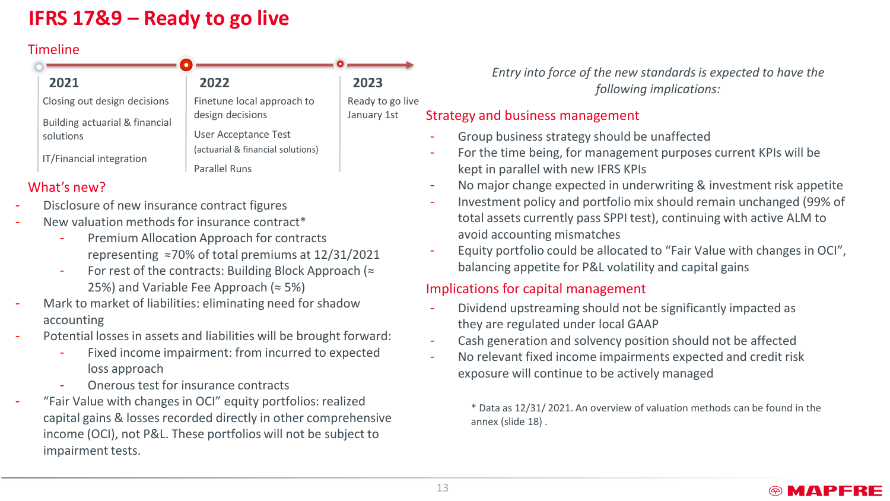# IFRS 17&9 – Ready to go live

## Timeline

### 2021

Closing out design decisions

Building actuarial & financial solutions

IT/Financial integration

### 2022

Finetune local approach to design decisions

User Acceptance Test (actuarial & financial solutions)

Parallel Runs

### 2023

Ready to go live January 1st

## What's new?

- Disclosure of new insurance contract figures
- New valuation methods for insurance contract*
  - Premium Allocation Approach for contracts representing ≈70% of total premiums at 12/31/2021
  - For rest of the contracts: Building Block Approach (≈ 25%) and Variable Fee Approach (≈ 5%)
- Mark to market of liabilities: eliminating need for shadow accounting
- Potential losses in assets and liabilities will be brought forward:
  - Fixed income impairment: from incurred to expected loss approach
  - Onerous test for insurance contracts
- "Fair Value with changes in OCI" equity portfolios: realized capital gains & losses recorded directly in other comprehensive income (OCI), not P&L. These portfolios will not be subject to impairment tests.

*Entry into force of the new standards is expected to have the following implications:*

## Strategy and business management

- Group business strategy should be unaffected
- For the time being, for management purposes current KPIs will be kept in parallel with new IFRS KPIs
- No major change expected in underwriting & investment risk appetite
- Investment policy and portfolio mix should remain unchanged (99% of total assets currently pass SPPI test), continuing with active ALM to avoid accounting mismatches
- Equity portfolio could be allocated to "Fair Value with changes in OCI", balancing appetite for P&L volatility and capital gains

## Implications for capital management

- Dividend upstreaming should not be significantly impacted as they are regulated under local GAAP
- Cash generation and solvency position should not be affected
- No relevant fixed income impairments expected and credit risk exposure will continue to be actively managed

* Data as 12/31/ 2021. An overview of valuation methods can be found in the annex (slide 18) .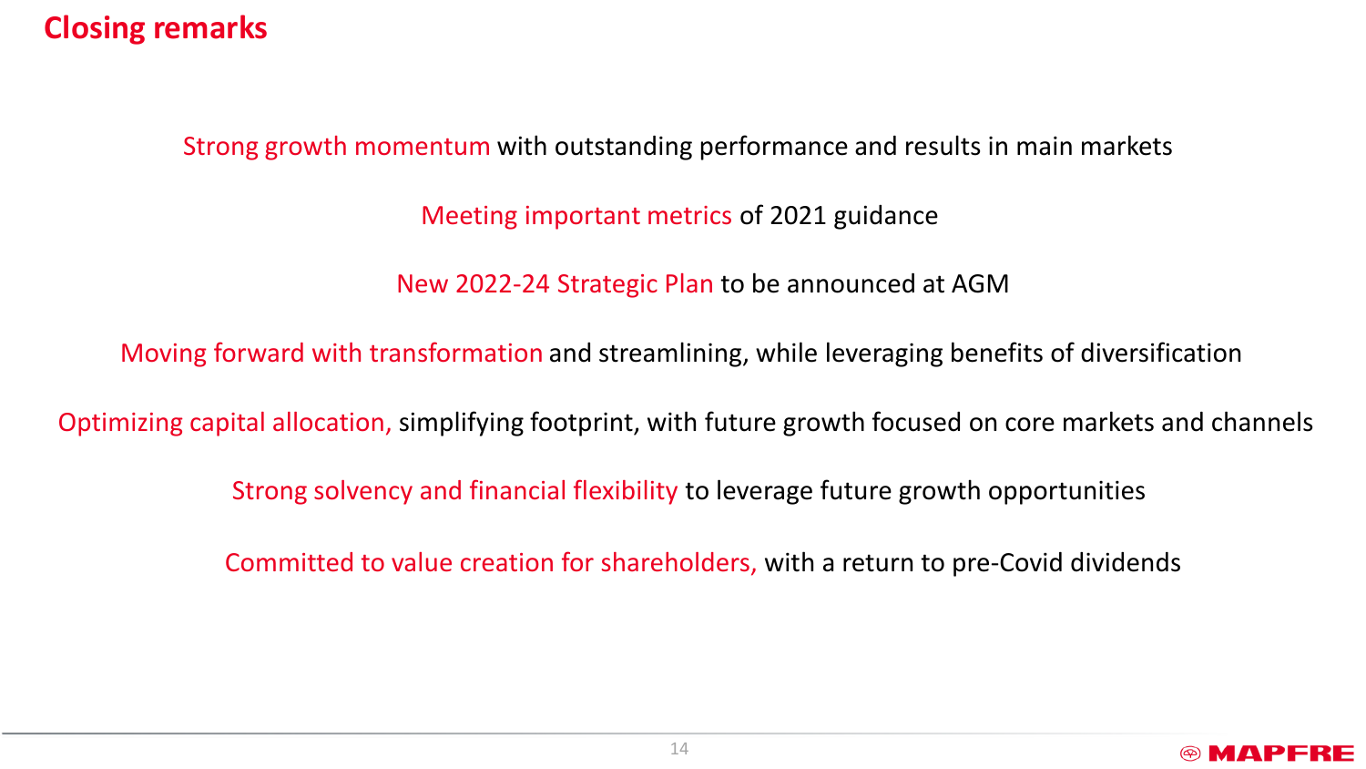# Closing remarks

Strong growth momentum with outstanding performance and results in main markets

Meeting important metrics of 2021 guidance

New 2022-24 Strategic Plan to be announced at AGM

Moving forward with transformation and streamlining, while leveraging benefits of diversification

Optimizing capital allocation, simplifying footprint, with future growth focused on core markets and channels

Strong solvency and financial flexibility to leverage future growth opportunities

Committed to value creation for shareholders, with a return to pre-Covid dividends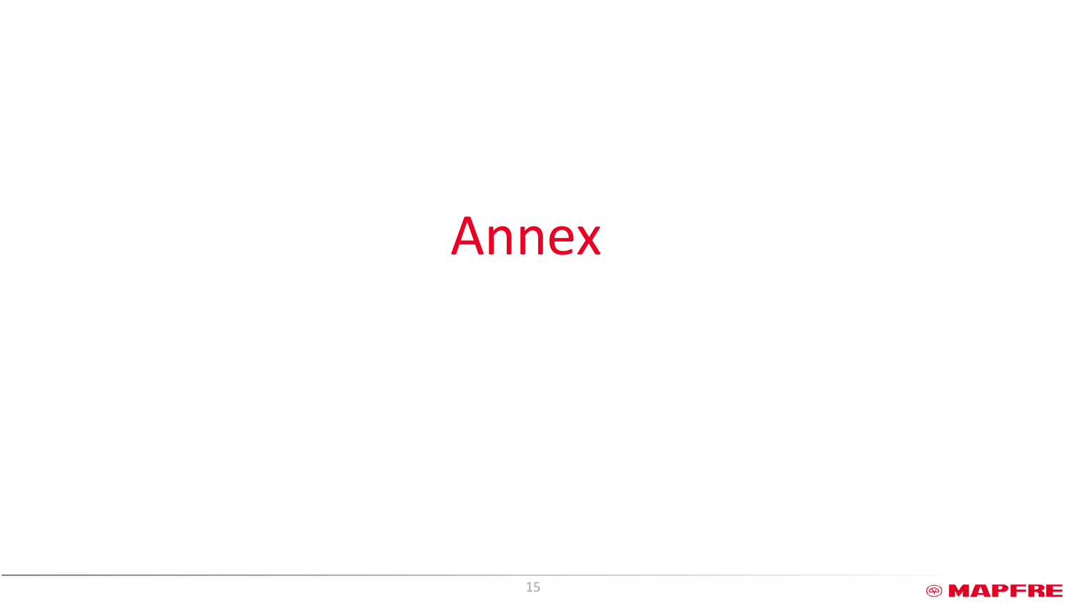# Annex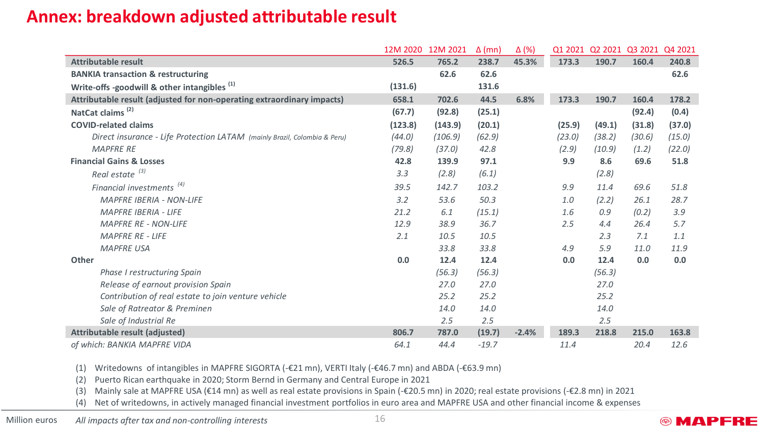# Annex: breakdown adjusted attributable result

| | 12M 2020 | 12M 2021 | Δ (mn) | Δ (%) | Q1 2021 | Q2 2021 | Q3 2021 | Q4 2021 |
|---|---|---|---|---|---|---|---|---|
| **Attributable result** | **526.5** | **765.2** | **238.7** | **45.3%** | **173.3** | **190.7** | **160.4** | **240.8** |
| **BANKIA transaction & restructuring** | | **62.6** | **62.6** | | | | | **62.6** |
| **Write-offs -goodwill & other intangibles** [(1)] | **(131.6)** | | **131.6** | | | | | |
| **Attributable result (adjusted for non-operating extraordinary impacts)** | **658.1** | **702.6** | **44.5** | **6.8%** | **173.3** | **190.7** | **160.4** | **178.2** |
| **NatCat claims** [(2)] | **(67.7)** | **(92.8)** | **(25.1)** | | | | **(92.4)** | **(0.4)** |
| **COVID-related claims** | **(123.8)** | **(143.9)** | **(20.1)** | | **(25.9)** | **(49.1)** | **(31.8)** | **(37.0)** |
| *Direct insurance - Life Protection LATAM (mainly Brazil, Colombia & Peru)* | *(44.0)* | *(106.9)* | *(62.9)* | | *(23.0)* | *(38.2)* | *(30.6)* | *(15.0)* |
| *MAPFRE RE* | *(79.8)* | *(37.0)* | *42.8* | | *(2.9)* | *(10.9)* | *(1.2)* | *(22.0)* |
| **Financial Gains & Losses** | **42.8** | **139.9** | **97.1** | | **9.9** | **8.6** | **69.6** | **51.8** |
| *Real estate* [(3)] | *3.3* | *(2.8)* | *(6.1)* | | | *(2.8)* | | |
| *Financial investments* [(4)] | *39.5* | *142.7* | *103.2* | | *9.9* | *11.4* | *69.6* | *51.8* |
| *MAPFRE IBERIA - NON-LIFE* | *3.2* | *53.6* | *50.3* | | *1.0* | *(2.2)* | *26.1* | *28.7* |
| *MAPFRE IBERIA - LIFE* | *21.2* | *6.1* | *(15.1)* | | *1.6* | *0.9* | *(0.2)* | *3.9* |
| *MAPFRE RE - NON-LIFE* | *12.9* | *38.9* | *36.7* | | *2.5* | *4.4* | *26.4* | *5.7* |
| *MAPFRE RE - LIFE* | *2.1* | *10.5* | *10.5* | | | *2.3* | *7.1* | *1.1* |
| *MAPFRE USA* | | *33.8* | *33.8* | | *4.9* | *5.9* | *11.0* | *11.9* |
| **Other** | **0.0** | **12.4** | **12.4** | | **0.0** | **12.4** | **0.0** | **0.0** |
| *Phase I restructuring Spain* | | *(56.3)* | *(56.3)* | | | *(56.3)* | | |
| *Release of earnout provision Spain* | | *27.0* | *27.0* | | | *27.0* | | |
| *Contribution of real estate to join venture vehicle* | | *25.2* | *25.2* | | | *25.2* | | |
| *Sale of Ratreator & Preminen* | | *14.0* | *14.0* | | | *14.0* | | |
| *Sale of Industrial Re* | | *2.5* | *2.5* | | | *2.5* | | |
| **Attributable result (adjusted)** | **806.7** | **787.0** | **(19.7)** | **-2.4%** | **189.3** | **218.8** | **215.0** | **163.8** |
| *of which: BANKIA MAPFRE VIDA* | *64.1* | *44.4* | *-19.7* | | *11.4* | | *20.4* | *12.6* |

(1) Writedowns of intangibles in MAPFRE SIGORTA (-€21 mn), VERTI Italy (-€46.7 mn) and ABDA (-€63.9 mn)

(2) Puerto Rican earthquake in 2020; Storm Bernd in Germany and Central Europe in 2021

(3) Mainly sale at MAPFRE USA (€14 mn) as well as real estate provisions in Spain (-€20.5 mn) in 2020; real estate provisions (-€2.8 mn) in 2021

(4) Net of writedowns, in actively managed financial investment portfolios in euro area and MAPFRE USA and other financial income & expenses

Million euros *All impacts after tax and non-controlling interests*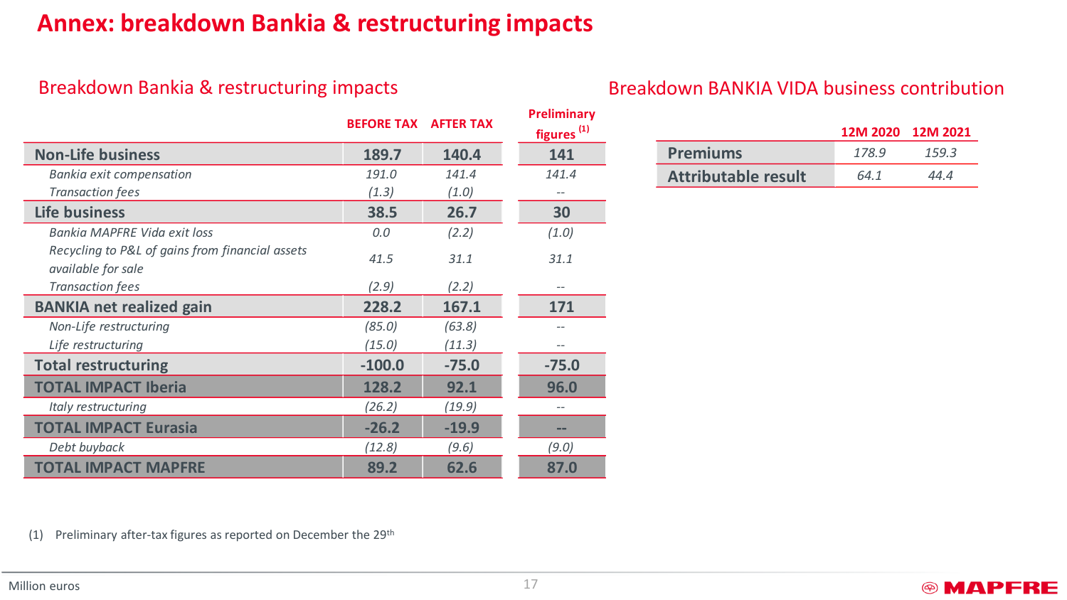# Annex: breakdown Bankia & restructuring impacts

## Breakdown Bankia & restructuring impacts

| | BEFORE TAX | AFTER TAX | Preliminary figures [1] |
|---|---|---|---|
| **Non-Life business** | **189.7** | **140.4** | **141** |
| *Bankia exit compensation* | *191.0* | *141.4* | *141.4* |
| *Transaction fees* | *(1.3)* | *(1.0)* | -- |
| **Life business** | **38.5** | **26.7** | **30** |
| *Bankia MAPFRE Vida exit loss* | *0.0* | *(2.2)* | *(1.0)* |
| *Recycling to P&L of gains from financial assets available for sale* | *41.5* | *31.1* | *31.1* |
| *Transaction fees* | *(2.9)* | *(2.2)* | -- |
| **BANKIA net realized gain** | **228.2** | **167.1** | **171** |
| *Non-Life restructuring* | *(85.0)* | *(63.8)* | -- |
| *Life restructuring* | *(15.0)* | *(11.3)* | -- |
| **Total restructuring** | **-100.0** | **-75.0** | **-75.0** |
| **TOTAL IMPACT Iberia** | **128.2** | **92.1** | **96.0** |
| *Italy restructuring* | *(26.2)* | *(19.9)* | -- |
| **TOTAL IMPACT Eurasia** | **-26.2** | **-19.9** | **--** |
| *Debt buyback* | *(12.8)* | *(9.6)* | *(9.0)* |
| **TOTAL IMPACT MAPFRE** | **89.2** | **62.6** | **87.0** |

(1) Preliminary after-tax figures as reported on December the 29th

## Breakdown BANKIA VIDA business contribution

| | 12M 2020 | 12M 2021 |
|---|---|---|
| **Premiums** | *178.9* | *159.3* |
| **Attributable result** | *64.1* | *44.4* |

Million euros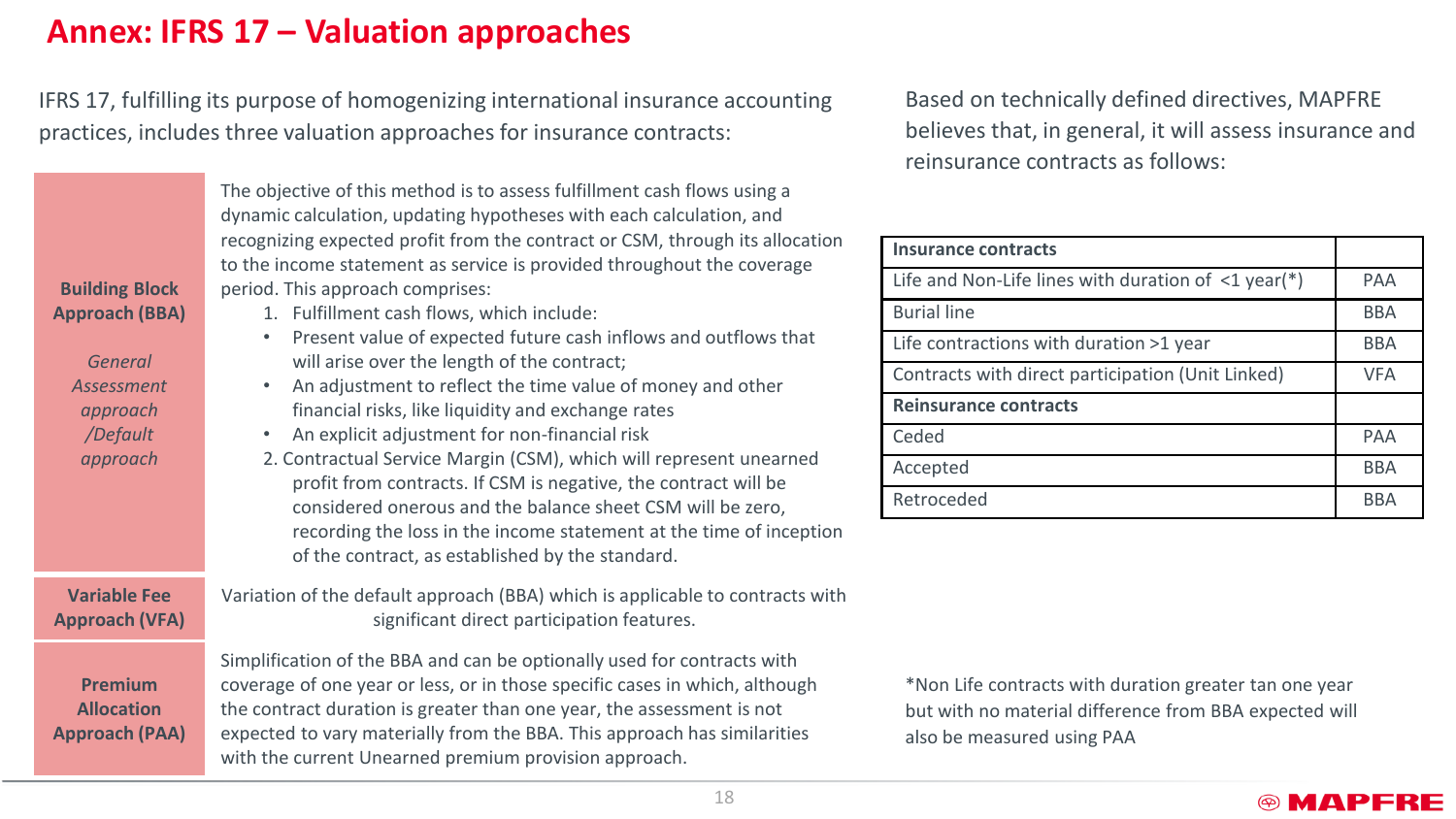# Annex: IFRS 17 – Valuation approaches

IFRS 17, fulfilling its purpose of homogenizing international insurance accounting practices, includes three valuation approaches for insurance contracts:

| Approach | Description |
|---|---|
| **Building Block Approach (BBA)**<br><br>*General Assessment approach /Default approach* | The objective of this method is to assess fulfillment cash flows using a dynamic calculation, updating hypotheses with each calculation, and recognizing expected profit from the contract or CSM, through its allocation to the income statement as service is provided throughout the coverage period. This approach comprises:<br>1. Fulfillment cash flows, which include:<br>• Present value of expected future cash inflows and outflows that will arise over the length of the contract;<br>• An adjustment to reflect the time value of money and other financial risks, like liquidity and exchange rates<br>• An explicit adjustment for non-financial risk<br>2. Contractual Service Margin (CSM), which will represent unearned profit from contracts. If CSM is negative, the contract will be considered onerous and the balance sheet CSM will be zero, recording the loss in the income statement at the time of inception of the contract, as established by the standard. |
| **Variable Fee Approach (VFA)** | Variation of the default approach (BBA) which is applicable to contracts with significant direct participation features. |
| **Premium Allocation Approach (PAA)** | Simplification of the BBA and can be optionally used for contracts with coverage of one year or less, or in those specific cases in which, although the contract duration is greater than one year, the assessment is not expected to vary materially from the BBA. This approach has similarities with the current Unearned premium provision approach. |

Based on technically defined directives, MAPFRE believes that, in general, it will assess insurance and reinsurance contracts as follows:

| **Insurance contracts** | |
|---|---|
| Life and Non-Life lines with duration of <1 year(*) | PAA |
| Burial line | BBA |
| Life contractions with duration >1 year | BBA |
| Contracts with direct participation (Unit Linked) | VFA |
| **Reinsurance contracts** | |
| Ceded | PAA |
| Accepted | BBA |
| Retroceded | BBA |

*Non Life contracts with duration greater tan one year but with no material difference from BBA expected will also be measured using PAA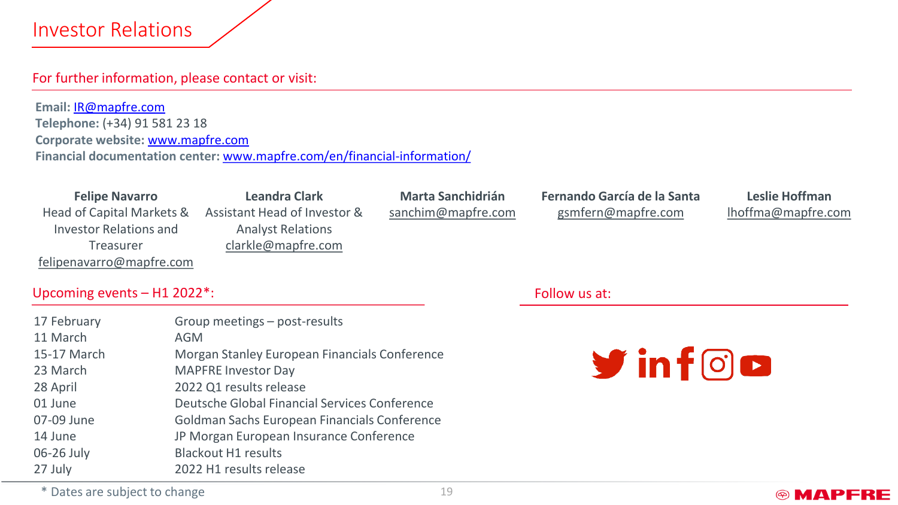# Investor Relations

## For further information, please contact or visit:

**Email:** IR@mapfre.com
**Telephone:** (+34) 91 581 23 18
**Corporate website:** www.mapfre.com
**Financial documentation center:** www.mapfre.com/en/financial-information/

**Felipe Navarro**
Head of Capital Markets & Investor Relations and Treasurer
felipenavarro@mapfre.com

**Leandra Clark**
Assistant Head of Investor & Analyst Relations
clarkle@mapfre.com

**Marta Sanchidrián**
sanchim@mapfre.com

**Fernando García de la Santa**
gsmfern@mapfre.com

**Leslie Hoffman**
lhoffma@mapfre.com

## Upcoming events – H1 2022*:

| | |
|---|---|
| 17 February | Group meetings – post-results |
| 11 March | AGM |
| 15-17 March | Morgan Stanley European Financials Conference |
| 23 March | MAPFRE Investor Day |
| 28 April | 2022 Q1 results release |
| 01 June | Deutsche Global Financial Services Conference |
| 07-09 June | Goldman Sachs European Financials Conference |
| 14 June | JP Morgan European Insurance Conference |
| 06-26 July | Blackout H1 results |
| 27 July | 2022 H1 results release |

## Follow us at:

\* Dates are subject to change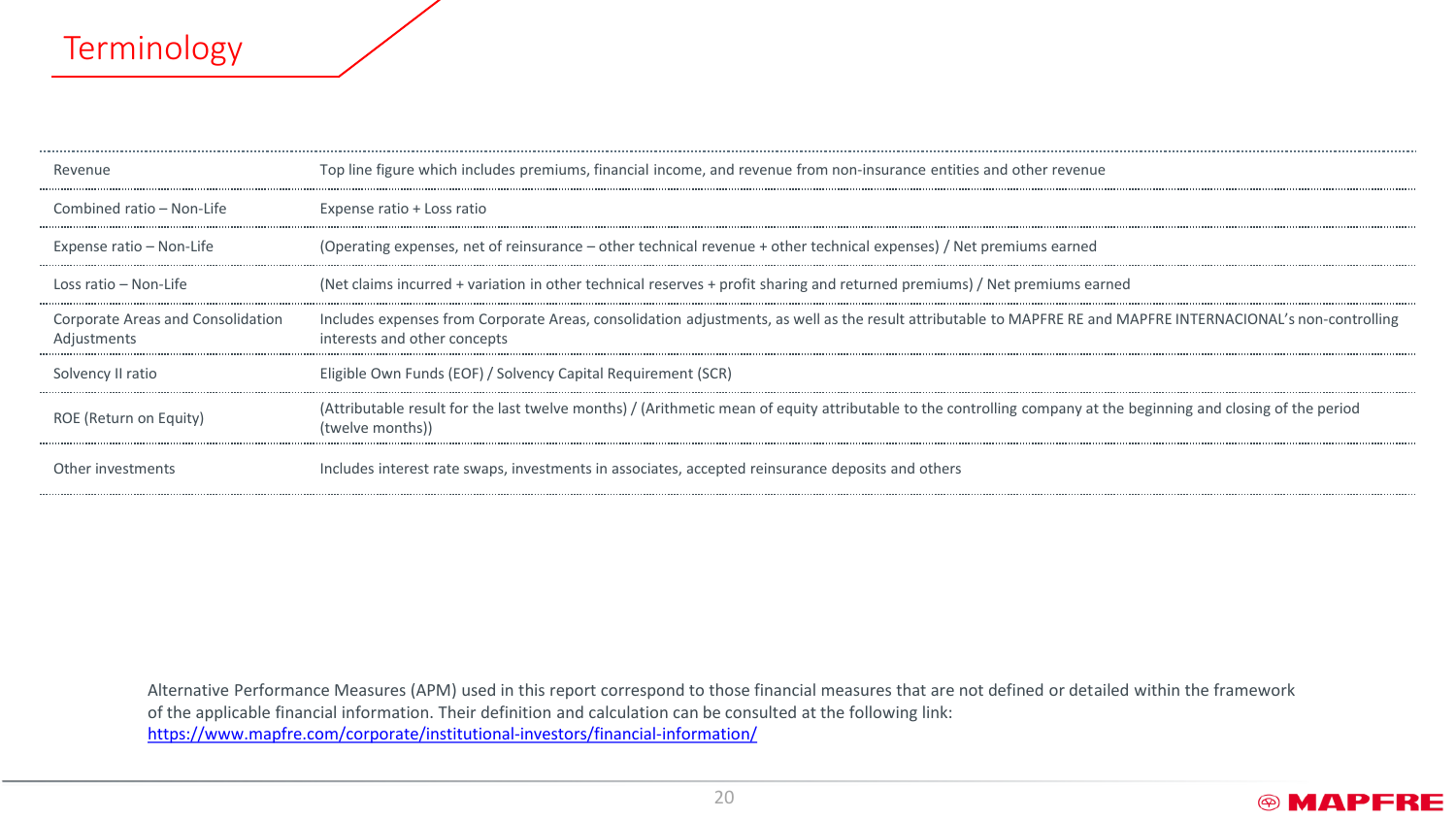# Terminology

| Term | Definition |
|---|---|
| Revenue | Top line figure which includes premiums, financial income, and revenue from non-insurance entities and other revenue |
| Combined ratio – Non-Life | Expense ratio + Loss ratio |
| Expense ratio – Non-Life | (Operating expenses, net of reinsurance – other technical revenue + other technical expenses) / Net premiums earned |
| Loss ratio – Non-Life | (Net claims incurred + variation in other technical reserves + profit sharing and returned premiums) / Net premiums earned |
| Corporate Areas and Consolidation Adjustments | Includes expenses from Corporate Areas, consolidation adjustments, as well as the result attributable to MAPFRE RE and MAPFRE INTERNACIONAL's non-controlling interests and other concepts |
| Solvency II ratio | Eligible Own Funds (EOF) / Solvency Capital Requirement (SCR) |
| ROE (Return on Equity) | (Attributable result for the last twelve months) / (Arithmetic mean of equity attributable to the controlling company at the beginning and closing of the period (twelve months)) |
| Other investments | Includes interest rate swaps, investments in associates, accepted reinsurance deposits and others |

Alternative Performance Measures (APM) used in this report correspond to those financial measures that are not defined or detailed within the framework of the applicable financial information. Their definition and calculation can be consulted at the following link: https://www.mapfre.com/corporate/institutional-investors/financial-information/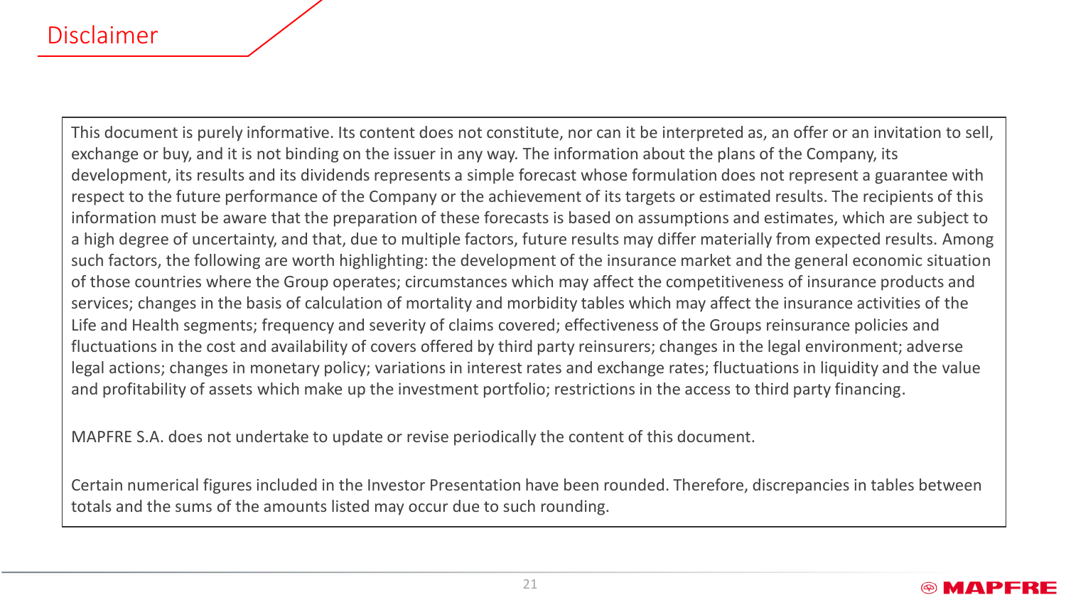# Disclaimer

This document is purely informative. Its content does not constitute, nor can it be interpreted as, an offer or an invitation to sell, exchange or buy, and it is not binding on the issuer in any way. The information about the plans of the Company, its development, its results and its dividends represents a simple forecast whose formulation does not represent a guarantee with respect to the future performance of the Company or the achievement of its targets or estimated results. The recipients of this information must be aware that the preparation of these forecasts is based on assumptions and estimates, which are subject to a high degree of uncertainty, and that, due to multiple factors, future results may differ materially from expected results. Among such factors, the following are worth highlighting: the development of the insurance market and the general economic situation of those countries where the Group operates; circumstances which may affect the competitiveness of insurance products and services; changes in the basis of calculation of mortality and morbidity tables which may affect the insurance activities of the Life and Health segments; frequency and severity of claims covered; effectiveness of the Groups reinsurance policies and fluctuations in the cost and availability of covers offered by third party reinsurers; changes in the legal environment; adverse legal actions; changes in monetary policy; variations in interest rates and exchange rates; fluctuations in liquidity and the value and profitability of assets which make up the investment portfolio; restrictions in the access to third party financing.

MAPFRE S.A. does not undertake to update or revise periodically the content of this document.

Certain numerical figures included in the Investor Presentation have been rounded. Therefore, discrepancies in tables between totals and the sums of the amounts listed may occur due to such rounding.